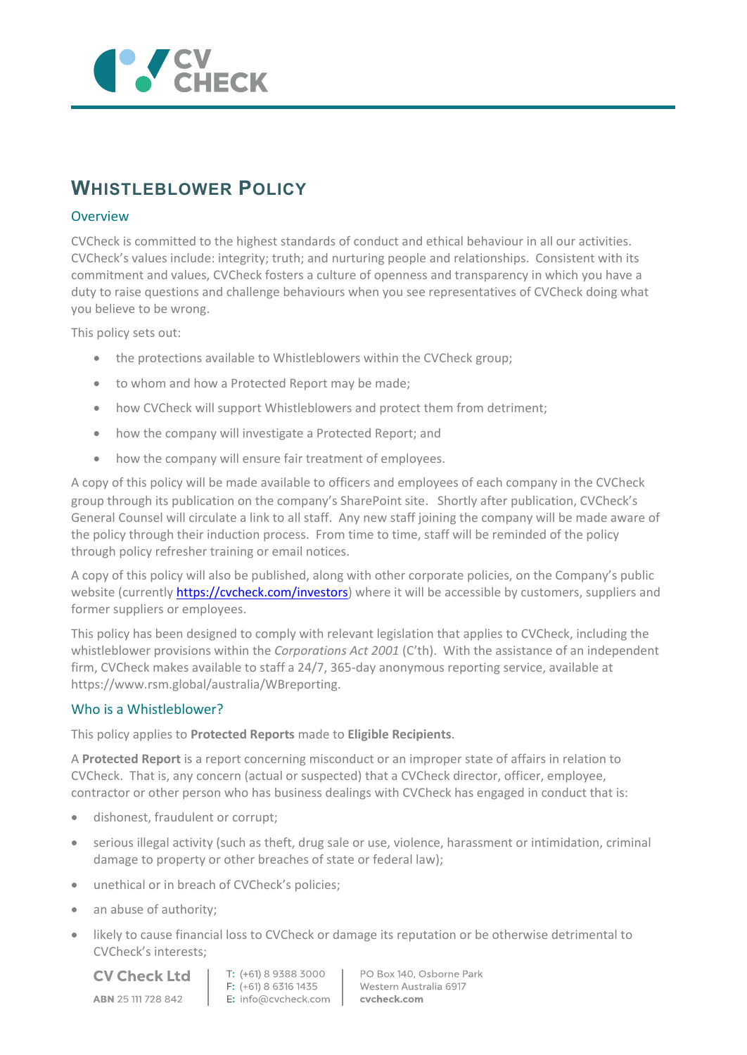# Whistleblower Policy

## Overview

CVCheck is committed to the highest standards of conduct and ethical behaviour in all our activities. CVCheck's values include: integrity; truth; and nurturing people and relationships. Consistent with its commitment and values, CVCheck fosters a culture of openness and transparency in which you have a duty to raise questions and challenge behaviours when you see representatives of CVCheck doing what you believe to be wrong.

This policy sets out:

- the protections available to Whistleblowers within the CVCheck group;
- to whom and how a Protected Report may be made;
- how CVCheck will support Whistleblowers and protect them from detriment;
- how the company will investigate a Protected Report; and
- how the company will ensure fair treatment of employees.

A copy of this policy will be made available to officers and employees of each company in the CVCheck group through its publication on the company's SharePoint site. Shortly after publication, CVCheck's General Counsel will circulate a link to all staff. Any new staff joining the company will be made aware of the policy through their induction process. From time to time, staff will be reminded of the policy through policy refresher training or email notices.

A copy of this policy will also be published, along with other corporate policies, on the Company's public website (currently [https://cvcheck.com/investors](https://cvcheck.com/investors)) where it will be accessible by customers, suppliers and former suppliers or employees.

This policy has been designed to comply with relevant legislation that applies to CVCheck, including the whistleblower provisions within the *Corporations Act 2001* (C'th). With the assistance of an independent firm, CVCheck makes available to staff a 24/7, 365-day anonymous reporting service, available at https://www.rsm.global/australia/WBreporting.

## Who is a Whistleblower?

This policy applies to **Protected Reports** made to **Eligible Recipients**.

A **Protected Report** is a report concerning misconduct or an improper state of affairs in relation to CVCheck. That is, any concern (actual or suspected) that a CVCheck director, officer, employee, contractor or other person who has business dealings with CVCheck has engaged in conduct that is:

- dishonest, fraudulent or corrupt;
- serious illegal activity (such as theft, drug sale or use, violence, harassment or intimidation, criminal damage to property or other breaches of state or federal law);
- unethical or in breach of CVCheck's policies;
- an abuse of authority;
- likely to cause financial loss to CVCheck or damage its reputation or be otherwise detrimental to CVCheck's interests;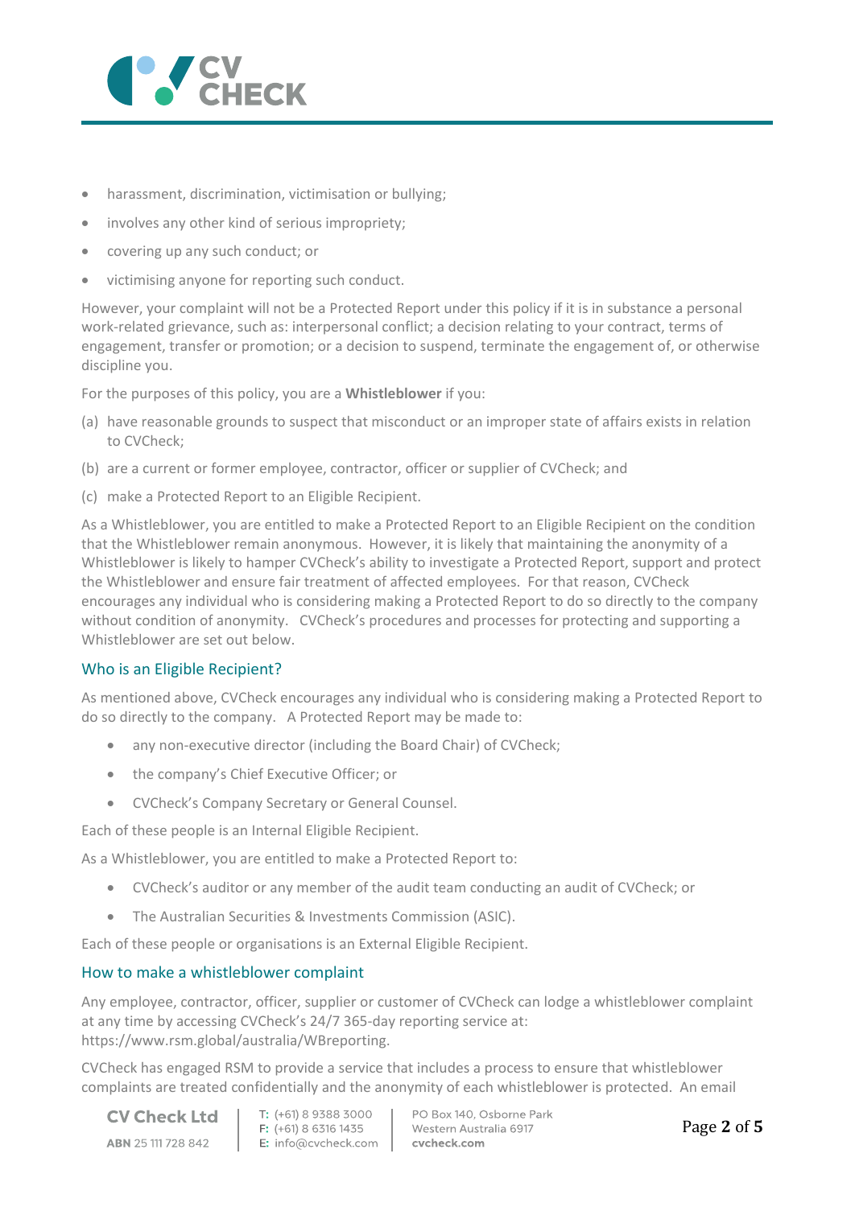- harassment, discrimination, victimisation or bullying;
- involves any other kind of serious impropriety;
- covering up any such conduct; or
- victimising anyone for reporting such conduct.

However, your complaint will not be a Protected Report under this policy if it is in substance a personal work-related grievance, such as: interpersonal conflict; a decision relating to your contract, terms of engagement, transfer or promotion; or a decision to suspend, terminate the engagement of, or otherwise discipline you.

For the purposes of this policy, you are a **Whistleblower** if you:

(a) have reasonable grounds to suspect that misconduct or an improper state of affairs exists in relation to CVCheck;

(b) are a current or former employee, contractor, officer or supplier of CVCheck; and

(c) make a Protected Report to an Eligible Recipient.

As a Whistleblower, you are entitled to make a Protected Report to an Eligible Recipient on the condition that the Whistleblower remain anonymous. However, it is likely that maintaining the anonymity of a Whistleblower is likely to hamper CVCheck's ability to investigate a Protected Report, support and protect the Whistleblower and ensure fair treatment of affected employees. For that reason, CVCheck encourages any individual who is considering making a Protected Report to do so directly to the company without condition of anonymity. CVCheck's procedures and processes for protecting and supporting a Whistleblower are set out below.

## Who is an Eligible Recipient?

As mentioned above, CVCheck encourages any individual who is considering making a Protected Report to do so directly to the company. A Protected Report may be made to:

- any non-executive director (including the Board Chair) of CVCheck;
- the company's Chief Executive Officer; or
- CVCheck's Company Secretary or General Counsel.

Each of these people is an Internal Eligible Recipient.

As a Whistleblower, you are entitled to make a Protected Report to:

- CVCheck's auditor or any member of the audit team conducting an audit of CVCheck; or
- The Australian Securities & Investments Commission (ASIC).

Each of these people or organisations is an External Eligible Recipient.

## How to make a whistleblower complaint

Any employee, contractor, officer, supplier or customer of CVCheck can lodge a whistleblower complaint at any time by accessing CVCheck's 24/7 365-day reporting service at: https://www.rsm.global/australia/WBreporting.

CVCheck has engaged RSM to provide a service that includes a process to ensure that whistleblower complaints are treated confidentially and the anonymity of each whistleblower is protected. An email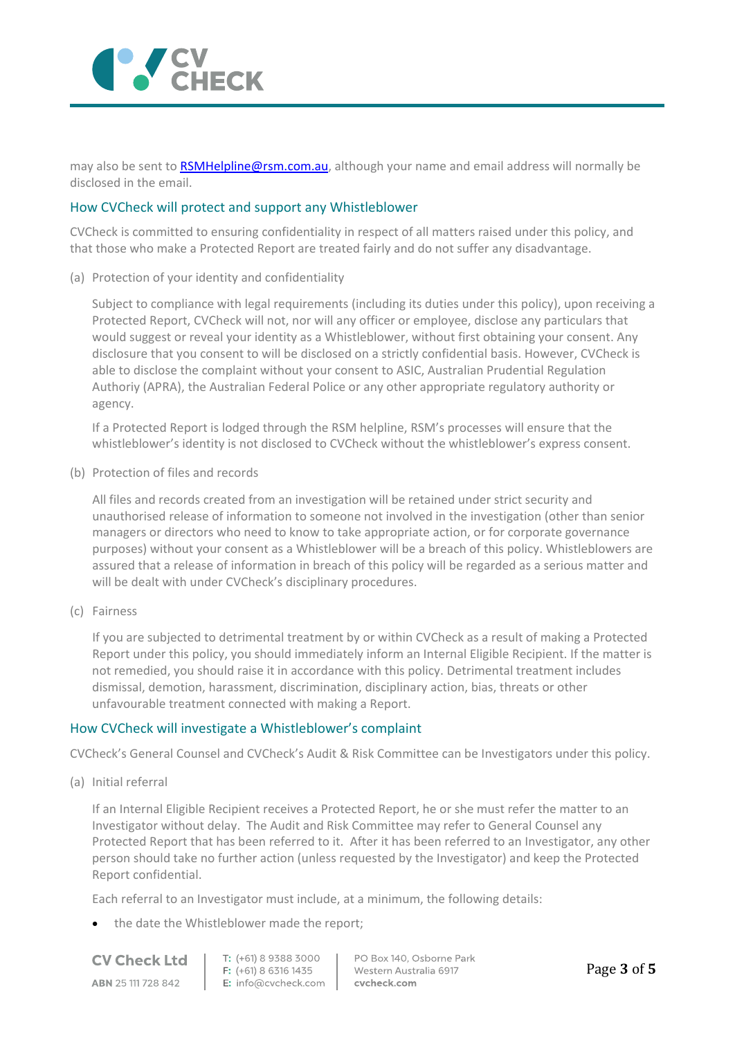may also be sent to RSMHelpline@rsm.com.au, although your name and email address will normally be disclosed in the email.

## How CVCheck will protect and support any Whistleblower

CVCheck is committed to ensuring confidentiality in respect of all matters raised under this policy, and that those who make a Protected Report are treated fairly and do not suffer any disadvantage.

(a) Protection of your identity and confidentiality

Subject to compliance with legal requirements (including its duties under this policy), upon receiving a Protected Report, CVCheck will not, nor will any officer or employee, disclose any particulars that would suggest or reveal your identity as a Whistleblower, without first obtaining your consent. Any disclosure that you consent to will be disclosed on a strictly confidential basis. However, CVCheck is able to disclose the complaint without your consent to ASIC, Australian Prudential Regulation Authoriy (APRA), the Australian Federal Police or any other appropriate regulatory authority or agency.

If a Protected Report is lodged through the RSM helpline, RSM's processes will ensure that the whistleblower's identity is not disclosed to CVCheck without the whistleblower's express consent.

(b) Protection of files and records

All files and records created from an investigation will be retained under strict security and unauthorised release of information to someone not involved in the investigation (other than senior managers or directors who need to know to take appropriate action, or for corporate governance purposes) without your consent as a Whistleblower will be a breach of this policy. Whistleblowers are assured that a release of information in breach of this policy will be regarded as a serious matter and will be dealt with under CVCheck's disciplinary procedures.

(c) Fairness

If you are subjected to detrimental treatment by or within CVCheck as a result of making a Protected Report under this policy, you should immediately inform an Internal Eligible Recipient. If the matter is not remedied, you should raise it in accordance with this policy. Detrimental treatment includes dismissal, demotion, harassment, discrimination, disciplinary action, bias, threats or other unfavourable treatment connected with making a Report.

## How CVCheck will investigate a Whistleblower's complaint

CVCheck's General Counsel and CVCheck's Audit & Risk Committee can be Investigators under this policy.

(a) Initial referral

If an Internal Eligible Recipient receives a Protected Report, he or she must refer the matter to an Investigator without delay. The Audit and Risk Committee may refer to General Counsel any Protected Report that has been referred to it. After it has been referred to an Investigator, any other person should take no further action (unless requested by the Investigator) and keep the Protected Report confidential.

Each referral to an Investigator must include, at a minimum, the following details:

- the date the Whistleblower made the report;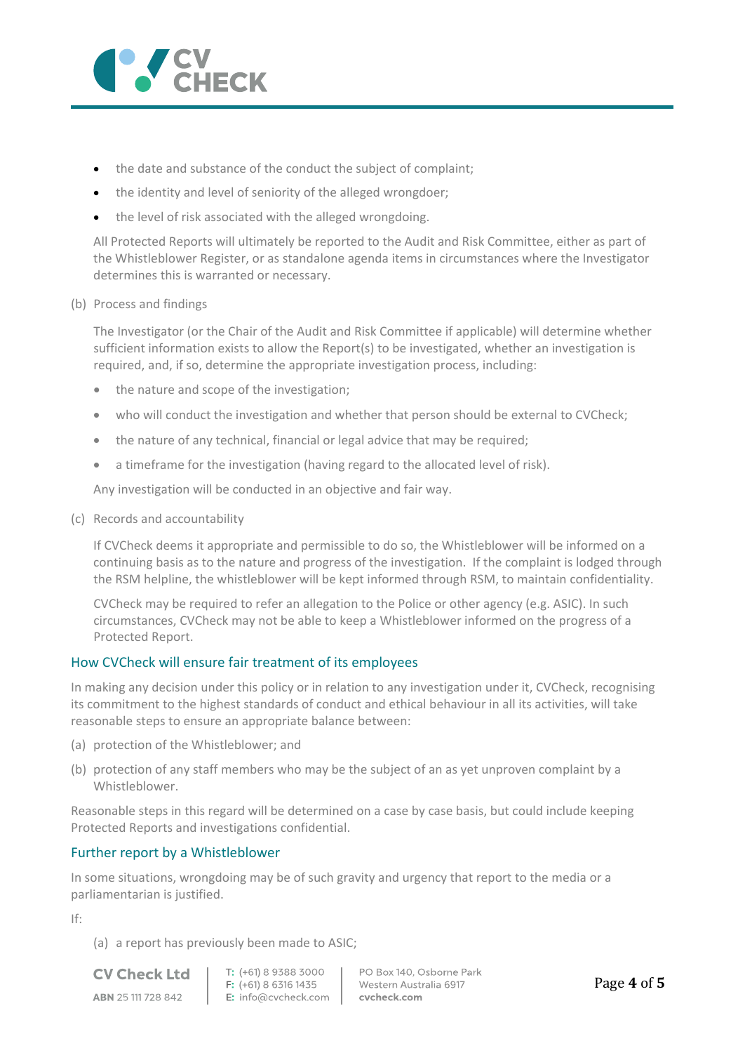- the date and substance of the conduct the subject of complaint;
- the identity and level of seniority of the alleged wrongdoer;
- the level of risk associated with the alleged wrongdoing.

All Protected Reports will ultimately be reported to the Audit and Risk Committee, either as part of the Whistleblower Register, or as standalone agenda items in circumstances where the Investigator determines this is warranted or necessary.

(b) Process and findings

The Investigator (or the Chair of the Audit and Risk Committee if applicable) will determine whether sufficient information exists to allow the Report(s) to be investigated, whether an investigation is required, and, if so, determine the appropriate investigation process, including:

- the nature and scope of the investigation;
- who will conduct the investigation and whether that person should be external to CVCheck;
- the nature of any technical, financial or legal advice that may be required;
- a timeframe for the investigation (having regard to the allocated level of risk).

Any investigation will be conducted in an objective and fair way.

(c) Records and accountability

If CVCheck deems it appropriate and permissible to do so, the Whistleblower will be informed on a continuing basis as to the nature and progress of the investigation. If the complaint is lodged through the RSM helpline, the whistleblower will be kept informed through RSM, to maintain confidentiality.

CVCheck may be required to refer an allegation to the Police or other agency (e.g. ASIC). In such circumstances, CVCheck may not be able to keep a Whistleblower informed on the progress of a Protected Report.

## How CVCheck will ensure fair treatment of its employees

In making any decision under this policy or in relation to any investigation under it, CVCheck, recognising its commitment to the highest standards of conduct and ethical behaviour in all its activities, will take reasonable steps to ensure an appropriate balance between:

(a) protection of the Whistleblower; and

(b) protection of any staff members who may be the subject of an as yet unproven complaint by a Whistleblower.

Reasonable steps in this regard will be determined on a case by case basis, but could include keeping Protected Reports and investigations confidential.

## Further report by a Whistleblower

In some situations, wrongdoing may be of such gravity and urgency that report to the media or a parliamentarian is justified.

If:

(a) a report has previously been made to ASIC;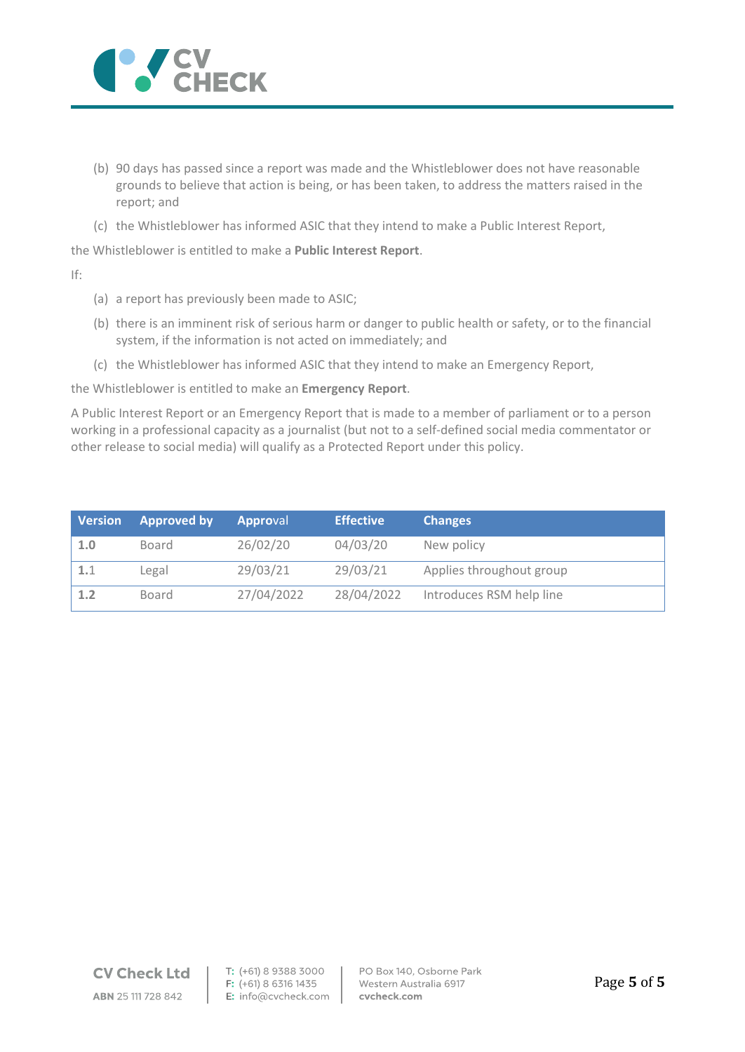(b) 90 days has passed since a report was made and the Whistleblower does not have reasonable grounds to believe that action is being, or has been taken, to address the matters raised in the report; and

(c) the Whistleblower has informed ASIC that they intend to make a Public Interest Report,

the Whistleblower is entitled to make a **Public Interest Report**.

If:

(a) a report has previously been made to ASIC;

(b) there is an imminent risk of serious harm or danger to public health or safety, or to the financial system, if the information is not acted on immediately; and

(c) the Whistleblower has informed ASIC that they intend to make an Emergency Report,

the Whistleblower is entitled to make an **Emergency Report**.

A Public Interest Report or an Emergency Report that is made to a member of parliament or to a person working in a professional capacity as a journalist (but not to a self-defined social media commentator or other release to social media) will qualify as a Protected Report under this policy.

| Version | Approved by | Approval | Effective | Changes |
|---|---|---|---|---|
| **1.0** | Board | 26/02/20 | 04/03/20 | New policy |
| **1.1** | Legal | 29/03/21 | 29/03/21 | Applies throughout group |
| **1.2** | Board | 27/04/2022 | 28/04/2022 | Introduces RSM help line |